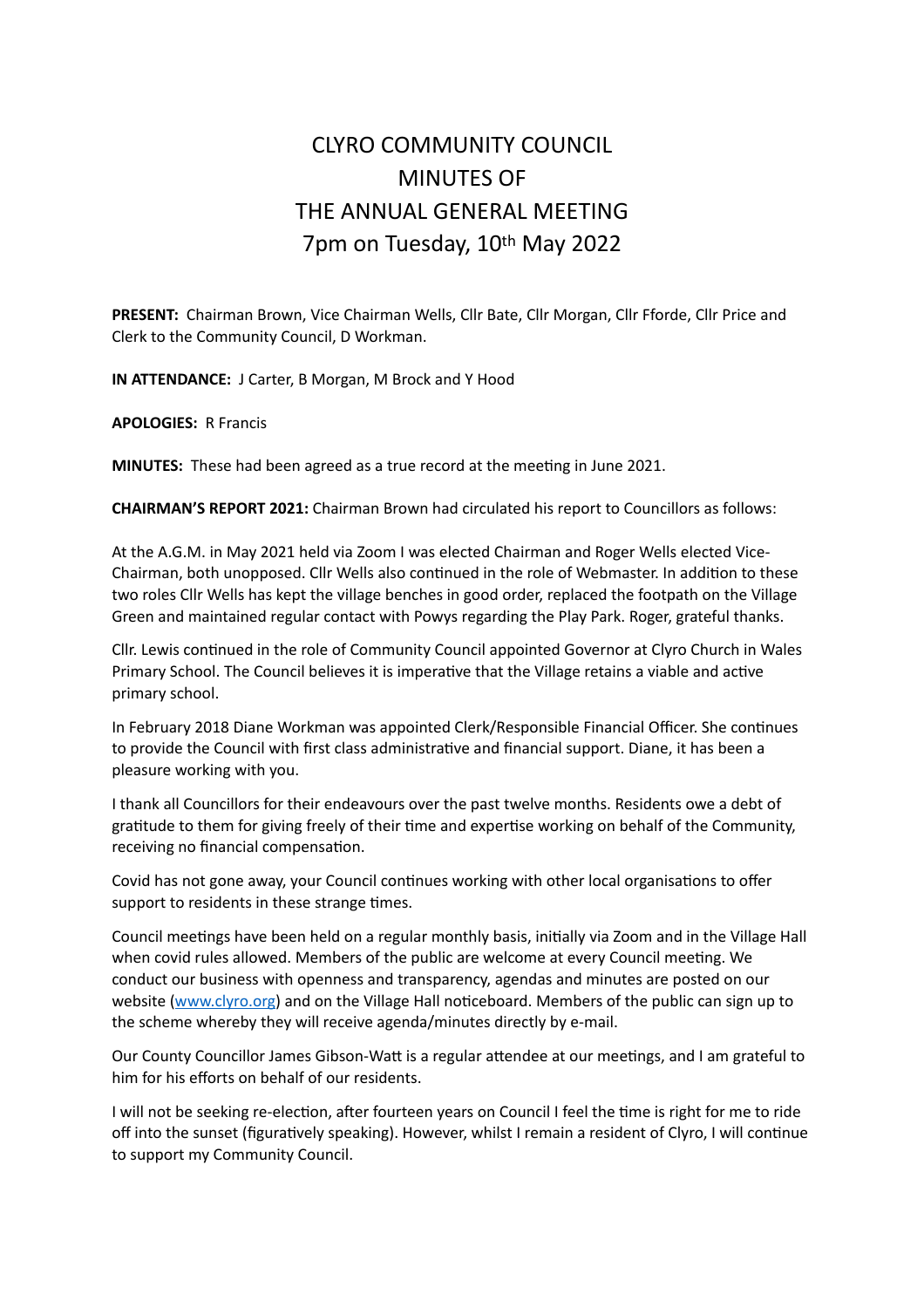# CLYRO COMMUNITY COUNCIL
# MINUTES OF
# THE ANNUAL GENERAL MEETING
# 7pm on Tuesday, 10th May 2022

**PRESENT:** Chairman Brown, Vice Chairman Wells, Cllr Bate, Cllr Morgan, Cllr Fforde, Cllr Price and Clerk to the Community Council, D Workman.

**IN ATTENDANCE:** J Carter, B Morgan, M Brock and Y Hood

**APOLOGIES:** R Francis

**MINUTES:** These had been agreed as a true record at the meeting in June 2021.

**CHAIRMAN'S REPORT 2021:** Chairman Brown had circulated his report to Councillors as follows:

At the A.G.M. in May 2021 held via Zoom I was elected Chairman and Roger Wells elected Vice-Chairman, both unopposed. Cllr Wells also continued in the role of Webmaster. In addition to these two roles Cllr Wells has kept the village benches in good order, replaced the footpath on the Village Green and maintained regular contact with Powys regarding the Play Park. Roger, grateful thanks.

Cllr. Lewis continued in the role of Community Council appointed Governor at Clyro Church in Wales Primary School. The Council believes it is imperative that the Village retains a viable and active primary school.

In February 2018 Diane Workman was appointed Clerk/Responsible Financial Officer. She continues to provide the Council with first class administrative and financial support. Diane, it has been a pleasure working with you.

I thank all Councillors for their endeavours over the past twelve months. Residents owe a debt of gratitude to them for giving freely of their time and expertise working on behalf of the Community, receiving no financial compensation.

Covid has not gone away, your Council continues working with other local organisations to offer support to residents in these strange times.

Council meetings have been held on a regular monthly basis, initially via Zoom and in the Village Hall when covid rules allowed. Members of the public are welcome at every Council meeting. We conduct our business with openness and transparency, agendas and minutes are posted on our website ([www.clyro.org](www.clyro.org)) and on the Village Hall noticeboard. Members of the public can sign up to the scheme whereby they will receive agenda/minutes directly by e-mail.

Our County Councillor James Gibson-Watt is a regular attendee at our meetings, and I am grateful to him for his efforts on behalf of our residents.

I will not be seeking re-election, after fourteen years on Council I feel the time is right for me to ride off into the sunset (figuratively speaking). However, whilst I remain a resident of Clyro, I will continue to support my Community Council.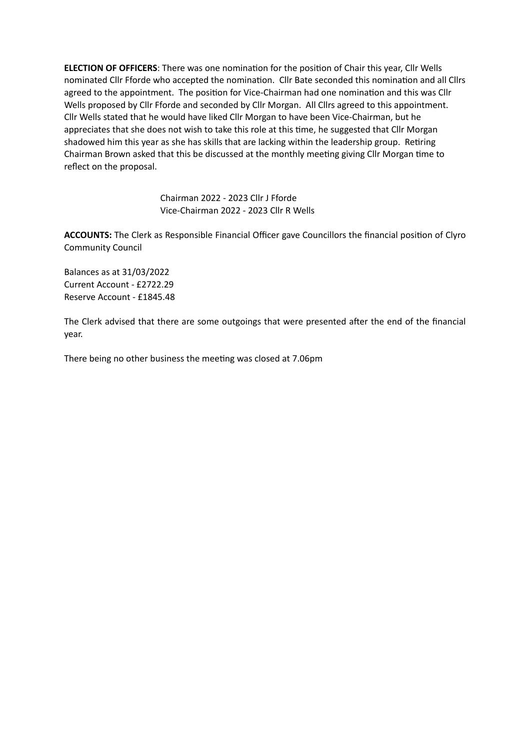**ELECTION OF OFFICERS**: There was one nomination for the position of Chair this year, Cllr Wells nominated Cllr Fforde who accepted the nomination. Cllr Bate seconded this nomination and all Cllrs agreed to the appointment. The position for Vice-Chairman had one nomination and this was Cllr Wells proposed by Cllr Fforde and seconded by Cllr Morgan. All Cllrs agreed to this appointment. Cllr Wells stated that he would have liked Cllr Morgan to have been Vice-Chairman, but he appreciates that she does not wish to take this role at this time, he suggested that Cllr Morgan shadowed him this year as she has skills that are lacking within the leadership group. Retiring Chairman Brown asked that this be discussed at the monthly meeting giving Cllr Morgan time to reflect on the proposal.

Chairman 2022 - 2023 Cllr J Fforde
Vice-Chairman 2022 - 2023 Cllr R Wells

**ACCOUNTS:** The Clerk as Responsible Financial Officer gave Councillors the financial position of Clyro Community Council

Balances as at 31/03/2022
Current Account - £2722.29
Reserve Account - £1845.48

The Clerk advised that there are some outgoings that were presented after the end of the financial year.

There being no other business the meeting was closed at 7.06pm